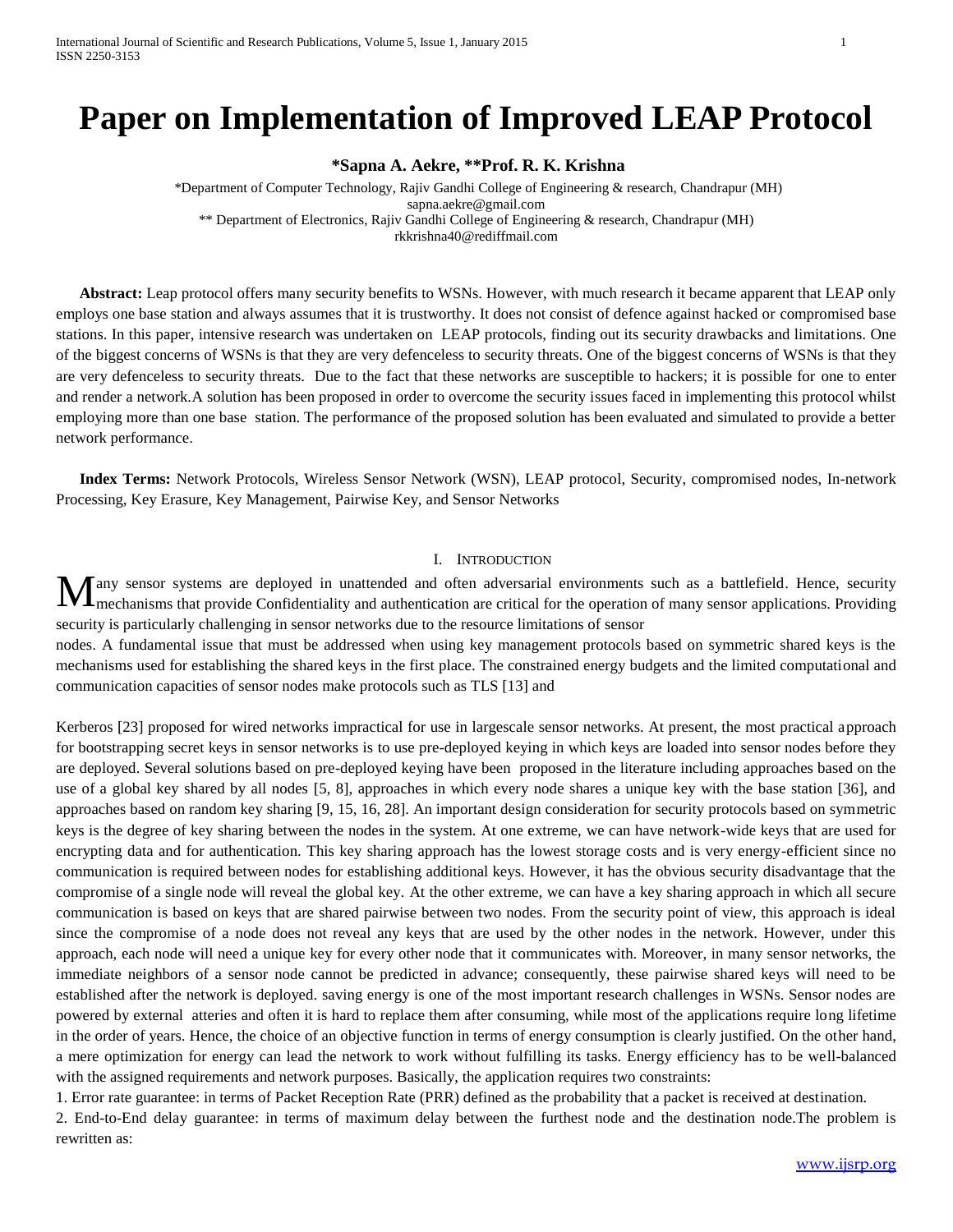# Paper on Implementation of Improved LEAP Protocol

**\*Sapna A. Aekre, \*\*Prof. R. K. Krishna**

\*Department of Computer Technology, Rajiv Gandhi College of Engineering & research, Chandrapur (MH)
sapna.aekre@gmail.com
\*\* Department of Electronics, Rajiv Gandhi College of Engineering & research, Chandrapur (MH)
rkkrishna40@rediffmail.com

**Abstract:** Leap protocol offers many security benefits to WSNs. However, with much research it became apparent that LEAP only employs one base station and always assumes that it is trustworthy. It does not consist of defence against hacked or compromised base stations. In this paper, intensive research was undertaken on LEAP protocols, finding out its security drawbacks and limitations. One of the biggest concerns of WSNs is that they are very defenceless to security threats. One of the biggest concerns of WSNs is that they are very defenceless to security threats. Due to the fact that these networks are susceptible to hackers; it is possible for one to enter and render a network.A solution has been proposed in order to overcome the security issues faced in implementing this protocol whilst employing more than one base station. The performance of the proposed solution has been evaluated and simulated to provide a better network performance.

**Index Terms:** Network Protocols, Wireless Sensor Network (WSN), LEAP protocol, Security, compromised nodes, In-network Processing, Key Erasure, Key Management, Pairwise Key, and Sensor Networks

## I. Introduction

Many sensor systems are deployed in unattended and often adversarial environments such as a battlefield. Hence, security mechanisms that provide Confidentiality and authentication are critical for the operation of many sensor applications. Providing security is particularly challenging in sensor networks due to the resource limitations of sensor nodes. A fundamental issue that must be addressed when using key management protocols based on symmetric shared keys is the mechanisms used for establishing the shared keys in the first place. The constrained energy budgets and the limited computational and communication capacities of sensor nodes make protocols such as TLS [13] and Kerberos [23] proposed for wired networks impractical for use in largescale sensor networks. At present, the most practical approach for bootstrapping secret keys in sensor networks is to use pre-deployed keying in which keys are loaded into sensor nodes before they are deployed. Several solutions based on pre-deployed keying have been proposed in the literature including approaches based on the use of a global key shared by all nodes [5, 8], approaches in which every node shares a unique key with the base station [36], and approaches based on random key sharing [9, 15, 16, 28]. An important design consideration for security protocols based on symmetric keys is the degree of key sharing between the nodes in the system. At one extreme, we can have network-wide keys that are used for encrypting data and for authentication. This key sharing approach has the lowest storage costs and is very energy-efficient since no communication is required between nodes for establishing additional keys. However, it has the obvious security disadvantage that the compromise of a single node will reveal the global key. At the other extreme, we can have a key sharing approach in which all secure communication is based on keys that are shared pairwise between two nodes. From the security point of view, this approach is ideal since the compromise of a node does not reveal any keys that are used by the other nodes in the network. However, under this approach, each node will need a unique key for every other node that it communicates with. Moreover, in many sensor networks, the immediate neighbors of a sensor node cannot be predicted in advance; consequently, these pairwise shared keys will need to be established after the network is deployed. saving energy is one of the most important research challenges in WSNs. Sensor nodes are powered by external atteries and often it is hard to replace them after consuming, while most of the applications require long lifetime in the order of years. Hence, the choice of an objective function in terms of energy consumption is clearly justified. On the other hand, a mere optimization for energy can lead the network to work without fulfilling its tasks. Energy efficiency has to be well-balanced with the assigned requirements and network purposes. Basically, the application requires two constraints:

1. Error rate guarantee: in terms of Packet Reception Rate (PRR) defined as the probability that a packet is received at destination.
2. End-to-End delay guarantee: in terms of maximum delay between the furthest node and the destination node.The problem is rewritten as: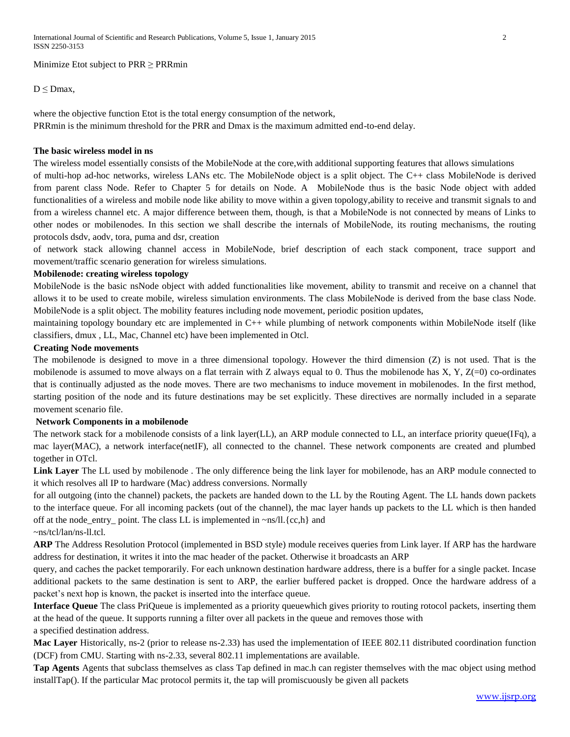Minimize $E_{tot}$ subject to $PRR \geq PRR_{min}$

$D \leq D_{max}$,

where the objective function $E_{tot}$ is the total energy consumption of the network,
$PRR_{min}$ is the minimum threshold for the PRR and $D_{max}$ is the maximum admitted end-to-end delay.

**The basic wireless model in ns**

The wireless model essentially consists of the MobileNode at the core,with additional supporting features that allows simulations of multi-hop ad-hoc networks, wireless LANs etc. The MobileNode object is a split object. The C++ class MobileNode is derived from parent class Node. Refer to Chapter 5 for details on Node. A MobileNode thus is the basic Node object with added functionalities of a wireless and mobile node like ability to move within a given topology,ability to receive and transmit signals to and from a wireless channel etc. A major difference between them, though, is that a MobileNode is not connected by means of Links to other nodes or mobilenodes. In this section we shall describe the internals of MobileNode, its routing mechanisms, the routing protocols dsdv, aodv, tora, puma and dsr, creation of network stack allowing channel access in MobileNode, brief description of each stack component, trace support and movement/traffic scenario generation for wireless simulations.

**Mobilenode: creating wireless topology**

MobileNode is the basic nsNode object with added functionalities like movement, ability to transmit and receive on a channel that allows it to be used to create mobile, wireless simulation environments. The class MobileNode is derived from the base class Node. MobileNode is a split object. The mobility features including node movement, periodic position updates, maintaining topology boundary etc are implemented in C++ while plumbing of network components within MobileNode itself (like classifiers, dmux , LL, Mac, Channel etc) have been implemented in Otcl.

**Creating Node movements**

The mobilenode is designed to move in a three dimensional topology. However the third dimension (Z) is not used. That is the mobilenode is assumed to move always on a flat terrain with Z always equal to 0. Thus the mobilenode has X, Y, Z(=0) co-ordinates that is continually adjusted as the node moves. There are two mechanisms to induce movement in mobilenodes. In the first method, starting position of the node and its future destinations may be set explicitly. These directives are normally included in a separate movement scenario file.

**Network Components in a mobilenode**

The network stack for a mobilenode consists of a link layer(LL), an ARP module connected to LL, an interface priority queue(IFq), a mac layer(MAC), a network interface(netIF), all connected to the channel. These network components are created and plumbed together in OTcl.

**Link Layer** The LL used by mobilenode . The only difference being the link layer for mobilenode, has an ARP module connected to it which resolves all IP to hardware (Mac) address conversions. Normally for all outgoing (into the channel) packets, the packets are handed down to the LL by the Routing Agent. The LL hands down packets to the interface queue. For all incoming packets (out of the channel), the mac layer hands up packets to the LL which is then handed off at the node_entry_ point. The class LL is implemented in ~ns/ll.{cc,h} and ~ns/tcl/lan/ns-ll.tcl.

**ARP** The Address Resolution Protocol (implemented in BSD style) module receives queries from Link layer. If ARP has the hardware address for destination, it writes it into the mac header of the packet. Otherwise it broadcasts an ARP query, and caches the packet temporarily. For each unknown destination hardware address, there is a buffer for a single packet. Incase additional packets to the same destination is sent to ARP, the earlier buffered packet is dropped. Once the hardware address of a packet's next hop is known, the packet is inserted into the interface queue.

**Interface Queue** The class PriQueue is implemented as a priority queuewhich gives priority to routing rotocol packets, inserting them at the head of the queue. It supports running a filter over all packets in the queue and removes those with a specified destination address.

**Mac Layer** Historically, ns-2 (prior to release ns-2.33) has used the implementation of IEEE 802.11 distributed coordination function (DCF) from CMU. Starting with ns-2.33, several 802.11 implementations are available.

**Tap Agents** Agents that subclass themselves as class Tap defined in mac.h can register themselves with the mac object using method installTap(). If the particular Mac protocol permits it, the tap will promiscuously be given all packets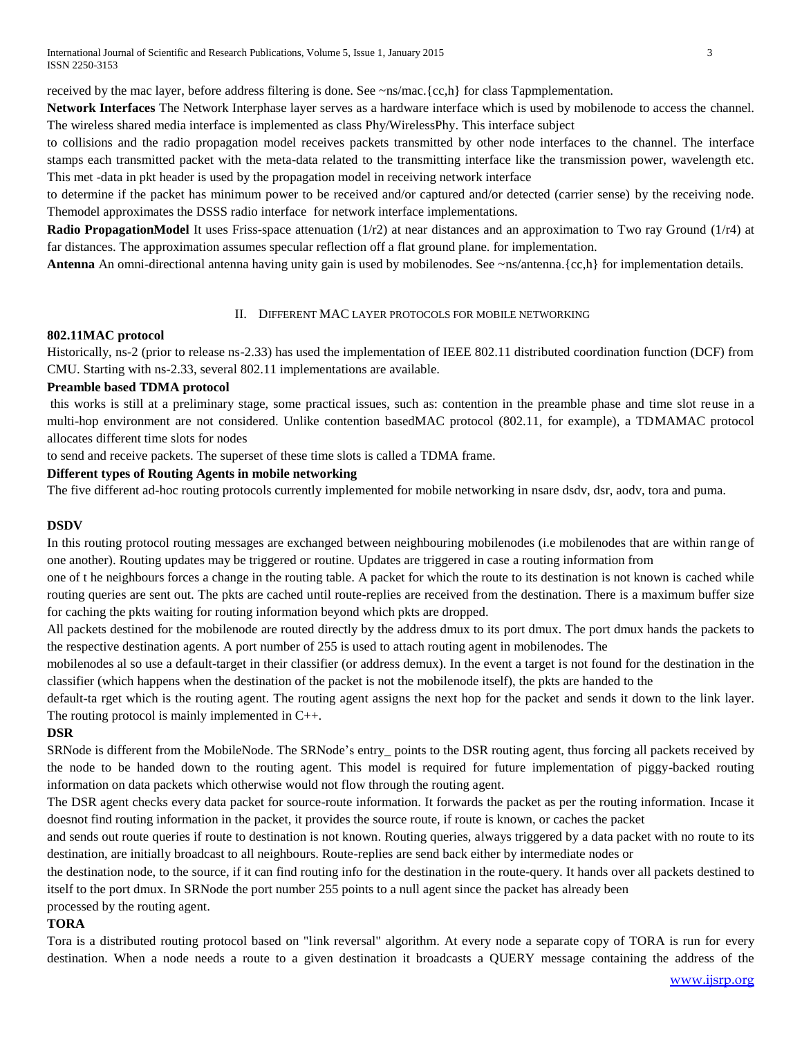received by the mac layer, before address filtering is done. See ~ns/mac.{cc,h} for class Tapmplementation.

**Network Interfaces** The Network Interphase layer serves as a hardware interface which is used by mobilenode to access the channel. The wireless shared media interface is implemented as class Phy/WirelessPhy. This interface subject to collisions and the radio propagation model receives packets transmitted by other node interfaces to the channel. The interface stamps each transmitted packet with the meta-data related to the transmitting interface like the transmission power, wavelength etc. This met -data in pkt header is used by the propagation model in receiving network interface to determine if the packet has minimum power to be received and/or captured and/or detected (carrier sense) by the receiving node. Themodel approximates the DSSS radio interface for network interface implementations.

**Radio PropagationModel** It uses Friss-space attenuation ($1/r^2$) at near distances and an approximation to Two ray Ground ($1/r^4$) at far distances. The approximation assumes specular reflection off a flat ground plane. for implementation.

**Antenna** An omni-directional antenna having unity gain is used by mobilenodes. See ~ns/antenna.{cc,h} for implementation details.

## II. Different MAC layer protocols for mobile networking

**802.11MAC protocol**

Historically, ns-2 (prior to release ns-2.33) has used the implementation of IEEE 802.11 distributed coordination function (DCF) from CMU. Starting with ns-2.33, several 802.11 implementations are available.

**Preamble based TDMA protocol**

this works is still at a preliminary stage, some practical issues, such as: contention in the preamble phase and time slot reuse in a multi-hop environment are not considered. Unlike contention basedMAC protocol (802.11, for example), a TDMAMAC protocol allocates different time slots for nodes to send and receive packets. The superset of these time slots is called a TDMA frame.

**Different types of Routing Agents in mobile networking**

The five different ad-hoc routing protocols currently implemented for mobile networking in nsare dsdv, dsr, aodv, tora and puma.

**DSDV**

In this routing protocol routing messages are exchanged between neighbouring mobilenodes (i.e mobilenodes that are within range of one another). Routing updates may be triggered or routine. Updates are triggered in case a routing information from one of t he neighbours forces a change in the routing table. A packet for which the route to its destination is not known is cached while routing queries are sent out. The pkts are cached until route-replies are received from the destination. There is a maximum buffer size for caching the pkts waiting for routing information beyond which pkts are dropped.

All packets destined for the mobilenode are routed directly by the address dmux to its port dmux. The port dmux hands the packets to the respective destination agents. A port number of 255 is used to attach routing agent in mobilenodes. The mobilenodes al so use a default-target in their classifier (or address demux). In the event a target is not found for the destination in the classifier (which happens when the destination of the packet is not the mobilenode itself), the pkts are handed to the default-ta rget which is the routing agent. The routing agent assigns the next hop for the packet and sends it down to the link layer. The routing protocol is mainly implemented in C++.

**DSR**

SRNode is different from the MobileNode. The SRNode's entry_ points to the DSR routing agent, thus forcing all packets received by the node to be handed down to the routing agent. This model is required for future implementation of piggy-backed routing information on data packets which otherwise would not flow through the routing agent.

The DSR agent checks every data packet for source-route information. It forwards the packet as per the routing information. Incase it doesnot find routing information in the packet, it provides the source route, if route is known, or caches the packet and sends out route queries if route to destination is not known. Routing queries, always triggered by a data packet with no route to its destination, are initially broadcast to all neighbours. Route-replies are send back either by intermediate nodes or the destination node, to the source, if it can find routing info for the destination in the route-query. It hands over all packets destined to itself to the port dmux. In SRNode the port number 255 points to a null agent since the packet has already been processed by the routing agent.

**TORA**

Tora is a distributed routing protocol based on "link reversal" algorithm. At every node a separate copy of TORA is run for every destination. When a node needs a route to a given destination it broadcasts a QUERY message containing the address of the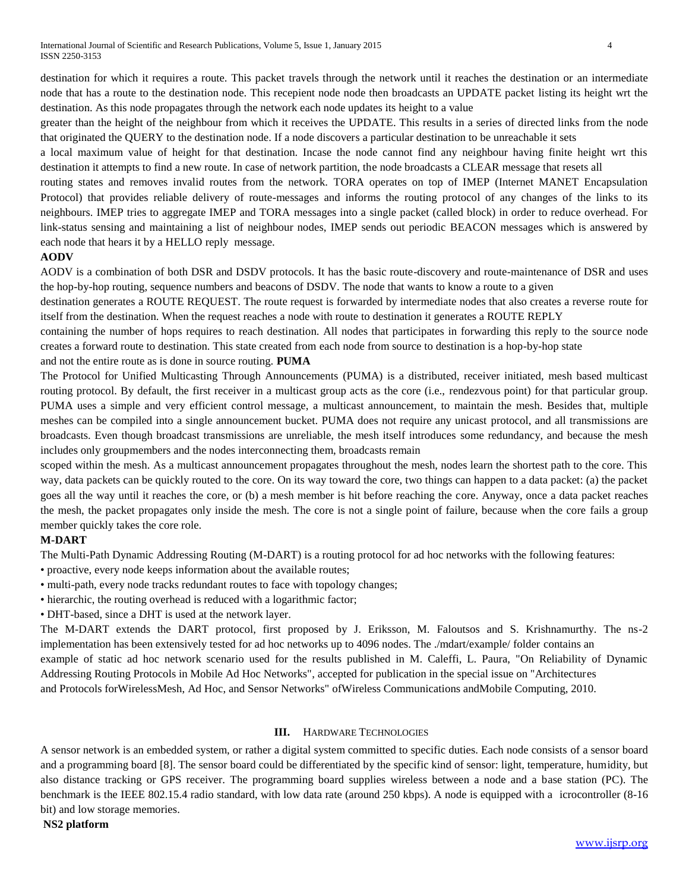destination for which it requires a route. This packet travels through the network until it reaches the destination or an intermediate node that has a route to the destination node. This recepient node node then broadcasts an UPDATE packet listing its height wrt the destination. As this node propagates through the network each node updates its height to a value greater than the height of the neighbour from which it receives the UPDATE. This results in a series of directed links from the node that originated the QUERY to the destination node. If a node discovers a particular destination to be unreachable it sets a local maximum value of height for that destination. Incase the node cannot find any neighbour having finite height wrt this destination it attempts to find a new route. In case of network partition, the node broadcasts a CLEAR message that resets all routing states and removes invalid routes from the network. TORA operates on top of IMEP (Internet MANET Encapsulation Protocol) that provides reliable delivery of route-messages and informs the routing protocol of any changes of the links to its neighbours. IMEP tries to aggregate IMEP and TORA messages into a single packet (called block) in order to reduce overhead. For link-status sensing and maintaining a list of neighbour nodes, IMEP sends out periodic BEACON messages which is answered by each node that hears it by a HELLO reply message.

**AODV**

AODV is a combination of both DSR and DSDV protocols. It has the basic route-discovery and route-maintenance of DSR and uses the hop-by-hop routing, sequence numbers and beacons of DSDV. The node that wants to know a route to a given destination generates a ROUTE REQUEST. The route request is forwarded by intermediate nodes that also creates a reverse route for itself from the destination. When the request reaches a node with route to destination it generates a ROUTE REPLY containing the number of hops requires to reach destination. All nodes that participates in forwarding this reply to the source node creates a forward route to destination. This state created from each node from source to destination is a hop-by-hop state and not the entire route as is done in source routing.

**PUMA**

The Protocol for Unified Multicasting Through Announcements (PUMA) is a distributed, receiver initiated, mesh based multicast routing protocol. By default, the first receiver in a multicast group acts as the core (i.e., rendezvous point) for that particular group. PUMA uses a simple and very efficient control message, a multicast announcement, to maintain the mesh. Besides that, multiple meshes can be compiled into a single announcement bucket. PUMA does not require any unicast protocol, and all transmissions are broadcasts. Even though broadcast transmissions are unreliable, the mesh itself introduces some redundancy, and because the mesh includes only groupmembers and the nodes interconnecting them, broadcasts remain scoped within the mesh. As a multicast announcement propagates throughout the mesh, nodes learn the shortest path to the core. This way, data packets can be quickly routed to the core. On its way toward the core, two things can happen to a data packet: (a) the packet goes all the way until it reaches the core, or (b) a mesh member is hit before reaching the core. Anyway, once a data packet reaches the mesh, the packet propagates only inside the mesh. The core is not a single point of failure, because when the core fails a group member quickly takes the core role.

**M-DART**

The Multi-Path Dynamic Addressing Routing (M-DART) is a routing protocol for ad hoc networks with the following features:

- proactive, every node keeps information about the available routes;
- multi-path, every node tracks redundant routes to face with topology changes;
- hierarchic, the routing overhead is reduced with a logarithmic factor;
- DHT-based, since a DHT is used at the network layer.

The M-DART extends the DART protocol, first proposed by J. Eriksson, M. Faloutsos and S. Krishnamurthy. The ns-2 implementation has been extensively tested for ad hoc networks up to 4096 nodes. The ./mdart/example/ folder contains an example of static ad hoc network scenario used for the results published in M. Caleffi, L. Paura, "On Reliability of Dynamic Addressing Routing Protocols in Mobile Ad Hoc Networks", accepted for publication in the special issue on "Architectures and Protocols forWirelessMesh, Ad Hoc, and Sensor Networks" ofWireless Communications andMobile Computing, 2010.

## III. Hardware Technologies

A sensor network is an embedded system, or rather a digital system committed to specific duties. Each node consists of a sensor board and a programming board [8]. The sensor board could be differentiated by the specific kind of sensor: light, temperature, humidity, but also distance tracking or GPS receiver. The programming board supplies wireless between a node and a base station (PC). The benchmark is the IEEE 802.15.4 radio standard, with low data rate (around 250 kbps). A node is equipped with a icrocontroller (8-16 bit) and low storage memories.

**NS2 platform**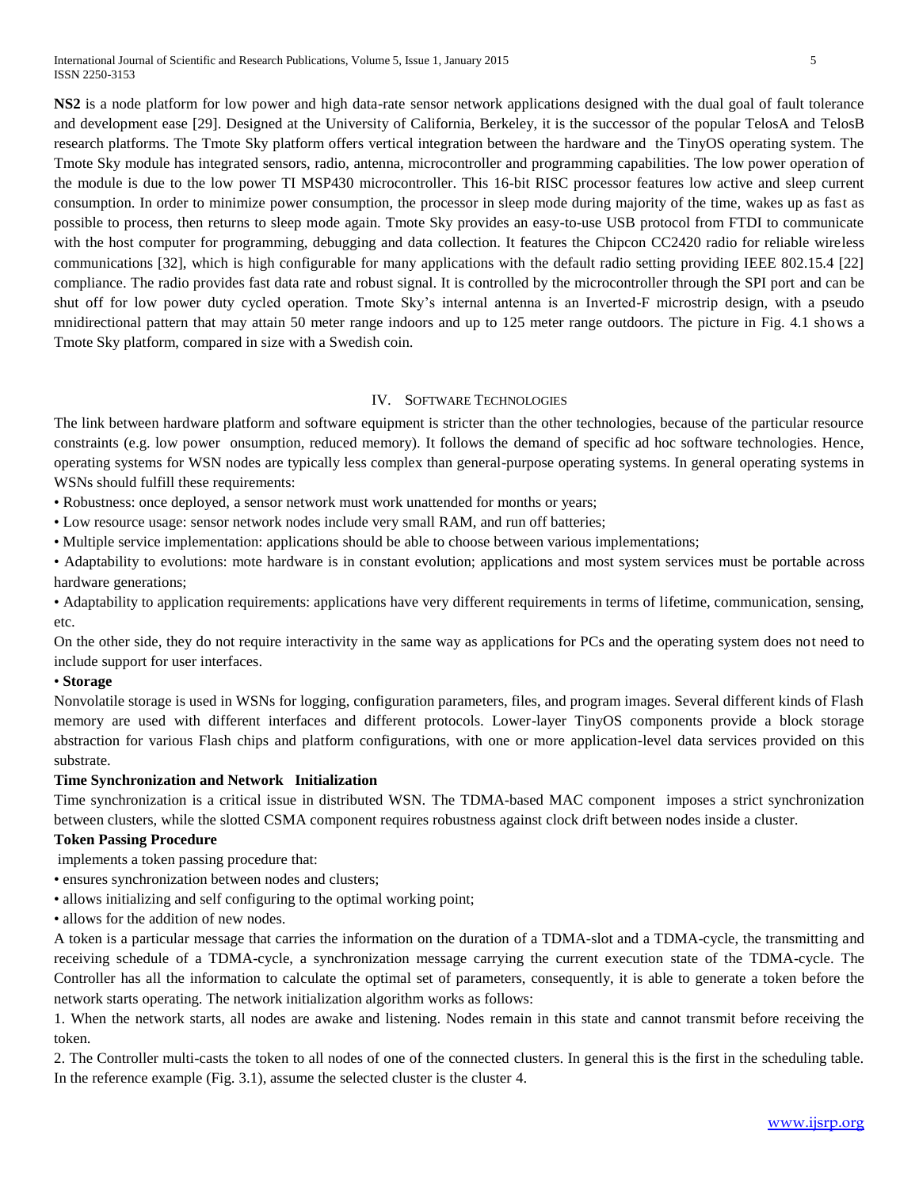**NS2** is a node platform for low power and high data-rate sensor network applications designed with the dual goal of fault tolerance and development ease [29]. Designed at the University of California, Berkeley, it is the successor of the popular TelosA and TelosB research platforms. The Tmote Sky platform offers vertical integration between the hardware and the TinyOS operating system. The Tmote Sky module has integrated sensors, radio, antenna, microcontroller and programming capabilities. The low power operation of the module is due to the low power TI MSP430 microcontroller. This 16-bit RISC processor features low active and sleep current consumption. In order to minimize power consumption, the processor in sleep mode during majority of the time, wakes up as fast as possible to process, then returns to sleep mode again. Tmote Sky provides an easy-to-use USB protocol from FTDI to communicate with the host computer for programming, debugging and data collection. It features the Chipcon CC2420 radio for reliable wireless communications [32], which is high configurable for many applications with the default radio setting providing IEEE 802.15.4 [22] compliance. The radio provides fast data rate and robust signal. It is controlled by the microcontroller through the SPI port and can be shut off for low power duty cycled operation. Tmote Sky's internal antenna is an Inverted-F microstrip design, with a pseudo mnidirectional pattern that may attain 50 meter range indoors and up to 125 meter range outdoors. The picture in Fig. 4.1 shows a Tmote Sky platform, compared in size with a Swedish coin.

## IV. Software Technologies

The link between hardware platform and software equipment is stricter than the other technologies, because of the particular resource constraints (e.g. low power onsumption, reduced memory). It follows the demand of specific ad hoc software technologies. Hence, operating systems for WSN nodes are typically less complex than general-purpose operating systems. In general operating systems in WSNs should fulfill these requirements:

- Robustness: once deployed, a sensor network must work unattended for months or years;
- Low resource usage: sensor network nodes include very small RAM, and run off batteries;
- Multiple service implementation: applications should be able to choose between various implementations;
- Adaptability to evolutions: mote hardware is in constant evolution; applications and most system services must be portable across hardware generations;
- Adaptability to application requirements: applications have very different requirements in terms of lifetime, communication, sensing, etc.

On the other side, they do not require interactivity in the same way as applications for PCs and the operating system does not need to include support for user interfaces.

- **Storage**

Nonvolatile storage is used in WSNs for logging, configuration parameters, files, and program images. Several different kinds of Flash memory are used with different interfaces and different protocols. Lower-layer TinyOS components provide a block storage abstraction for various Flash chips and platform configurations, with one or more application-level data services provided on this substrate.

**Time Synchronization and Network Initialization**

Time synchronization is a critical issue in distributed WSN. The TDMA-based MAC component imposes a strict synchronization between clusters, while the slotted CSMA component requires robustness against clock drift between nodes inside a cluster.

**Token Passing Procedure**

implements a token passing procedure that:

- ensures synchronization between nodes and clusters;
- allows initializing and self configuring to the optimal working point;
- allows for the addition of new nodes.

A token is a particular message that carries the information on the duration of a TDMA-slot and a TDMA-cycle, the transmitting and receiving schedule of a TDMA-cycle, a synchronization message carrying the current execution state of the TDMA-cycle. The Controller has all the information to calculate the optimal set of parameters, consequently, it is able to generate a token before the network starts operating. The network initialization algorithm works as follows:

1. When the network starts, all nodes are awake and listening. Nodes remain in this state and cannot transmit before receiving the token.
2. The Controller multi-casts the token to all nodes of one of the connected clusters. In general this is the first in the scheduling table. In the reference example (Fig. 3.1), assume the selected cluster is the cluster 4.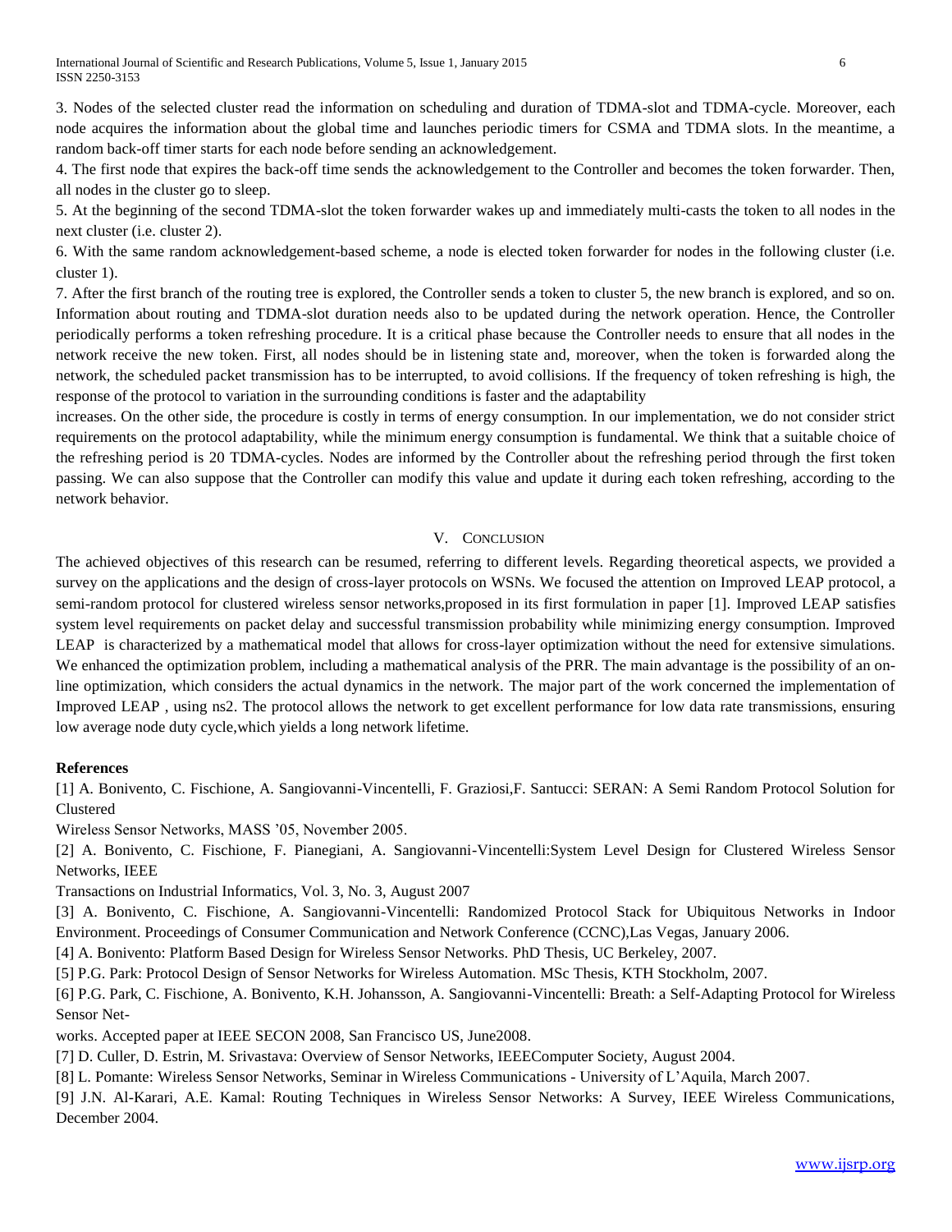3. Nodes of the selected cluster read the information on scheduling and duration of TDMA-slot and TDMA-cycle. Moreover, each node acquires the information about the global time and launches periodic timers for CSMA and TDMA slots. In the meantime, a random back-off timer starts for each node before sending an acknowledgement.

4. The first node that expires the back-off time sends the acknowledgement to the Controller and becomes the token forwarder. Then, all nodes in the cluster go to sleep.

5. At the beginning of the second TDMA-slot the token forwarder wakes up and immediately multi-casts the token to all nodes in the next cluster (i.e. cluster 2).

6. With the same random acknowledgement-based scheme, a node is elected token forwarder for nodes in the following cluster (i.e. cluster 1).

7. After the first branch of the routing tree is explored, the Controller sends a token to cluster 5, the new branch is explored, and so on. Information about routing and TDMA-slot duration needs also to be updated during the network operation. Hence, the Controller periodically performs a token refreshing procedure. It is a critical phase because the Controller needs to ensure that all nodes in the network receive the new token. First, all nodes should be in listening state and, moreover, when the token is forwarded along the network, the scheduled packet transmission has to be interrupted, to avoid collisions. If the frequency of token refreshing is high, the response of the protocol to variation in the surrounding conditions is faster and the adaptability

increases. On the other side, the procedure is costly in terms of energy consumption. In our implementation, we do not consider strict requirements on the protocol adaptability, while the minimum energy consumption is fundamental. We think that a suitable choice of the refreshing period is 20 TDMA-cycles. Nodes are informed by the Controller about the refreshing period through the first token passing. We can also suppose that the Controller can modify this value and update it during each token refreshing, according to the network behavior.

## V. Conclusion

The achieved objectives of this research can be resumed, referring to different levels. Regarding theoretical aspects, we provided a survey on the applications and the design of cross-layer protocols on WSNs. We focused the attention on Improved LEAP protocol, a semi-random protocol for clustered wireless sensor networks,proposed in its first formulation in paper [1]. Improved LEAP satisfies system level requirements on packet delay and successful transmission probability while minimizing energy consumption. Improved LEAP is characterized by a mathematical model that allows for cross-layer optimization without the need for extensive simulations. We enhanced the optimization problem, including a mathematical analysis of the PRR. The main advantage is the possibility of an on-line optimization, which considers the actual dynamics in the network. The major part of the work concerned the implementation of Improved LEAP , using ns2. The protocol allows the network to get excellent performance for low data rate transmissions, ensuring low average node duty cycle,which yields a long network lifetime.

**References**

[1] A. Bonivento, C. Fischione, A. Sangiovanni-Vincentelli, F. Graziosi,F. Santucci: SERAN: A Semi Random Protocol Solution for Clustered
Wireless Sensor Networks, MASS '05, November 2005.

[2] A. Bonivento, C. Fischione, F. Pianegiani, A. Sangiovanni-Vincentelli:System Level Design for Clustered Wireless Sensor Networks, IEEE
Transactions on Industrial Informatics, Vol. 3, No. 3, August 2007

[3] A. Bonivento, C. Fischione, A. Sangiovanni-Vincentelli: Randomized Protocol Stack for Ubiquitous Networks in Indoor Environment. Proceedings of Consumer Communication and Network Conference (CCNC),Las Vegas, January 2006.

[4] A. Bonivento: Platform Based Design for Wireless Sensor Networks. PhD Thesis, UC Berkeley, 2007.

[5] P.G. Park: Protocol Design of Sensor Networks for Wireless Automation. MSc Thesis, KTH Stockholm, 2007.

[6] P.G. Park, C. Fischione, A. Bonivento, K.H. Johansson, A. Sangiovanni-Vincentelli: Breath: a Self-Adapting Protocol for Wireless Sensor Net-
works. Accepted paper at IEEE SECON 2008, San Francisco US, June2008.

[7] D. Culler, D. Estrin, M. Srivastava: Overview of Sensor Networks, IEEEComputer Society, August 2004.

[8] L. Pomante: Wireless Sensor Networks, Seminar in Wireless Communications - University of L'Aquila, March 2007.

[9] J.N. Al-Karari, A.E. Kamal: Routing Techniques in Wireless Sensor Networks: A Survey, IEEE Wireless Communications, December 2004.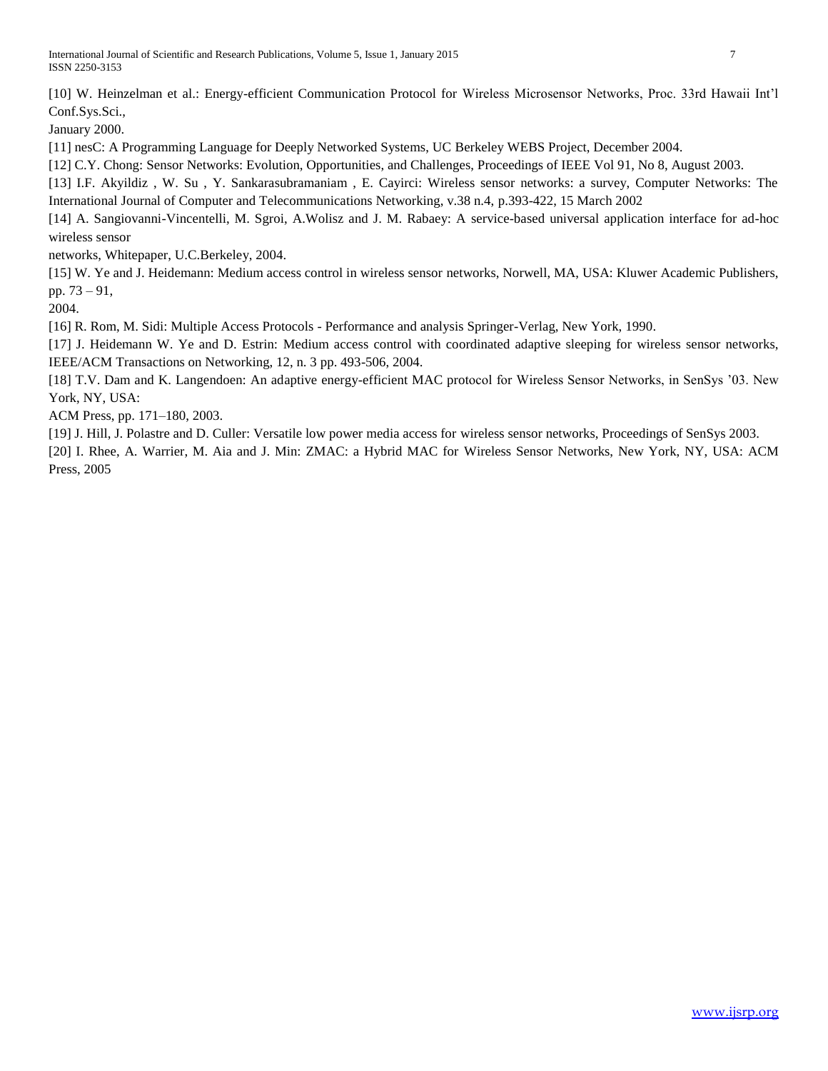[10] W. Heinzelman et al.: Energy-efficient Communication Protocol for Wireless Microsensor Networks, Proc. 33rd Hawaii Int'l Conf.Sys.Sci.,
January 2000.

[11] nesC: A Programming Language for Deeply Networked Systems, UC Berkeley WEBS Project, December 2004.

[12] C.Y. Chong: Sensor Networks: Evolution, Opportunities, and Challenges, Proceedings of IEEE Vol 91, No 8, August 2003.

[13] I.F. Akyildiz , W. Su , Y. Sankarasubramaniam , E. Cayirci: Wireless sensor networks: a survey, Computer Networks: The International Journal of Computer and Telecommunications Networking, v.38 n.4, p.393-422, 15 March 2002

[14] A. Sangiovanni-Vincentelli, M. Sgroi, A.Wolisz and J. M. Rabaey: A service-based universal application interface for ad-hoc wireless sensor
networks, Whitepaper, U.C.Berkeley, 2004.

[15] W. Ye and J. Heidemann: Medium access control in wireless sensor networks, Norwell, MA, USA: Kluwer Academic Publishers, pp. 73 – 91,
2004.

[16] R. Rom, M. Sidi: Multiple Access Protocols - Performance and analysis Springer-Verlag, New York, 1990.

[17] J. Heidemann W. Ye and D. Estrin: Medium access control with coordinated adaptive sleeping for wireless sensor networks, IEEE/ACM Transactions on Networking, 12, n. 3 pp. 493-506, 2004.

[18] T.V. Dam and K. Langendoen: An adaptive energy-efficient MAC protocol for Wireless Sensor Networks, in SenSys '03. New York, NY, USA:
ACM Press, pp. 171–180, 2003.

[19] J. Hill, J. Polastre and D. Culler: Versatile low power media access for wireless sensor networks, Proceedings of SenSys 2003.

[20] I. Rhee, A. Warrier, M. Aia and J. Min: ZMAC: a Hybrid MAC for Wireless Sensor Networks, New York, NY, USA: ACM Press, 2005